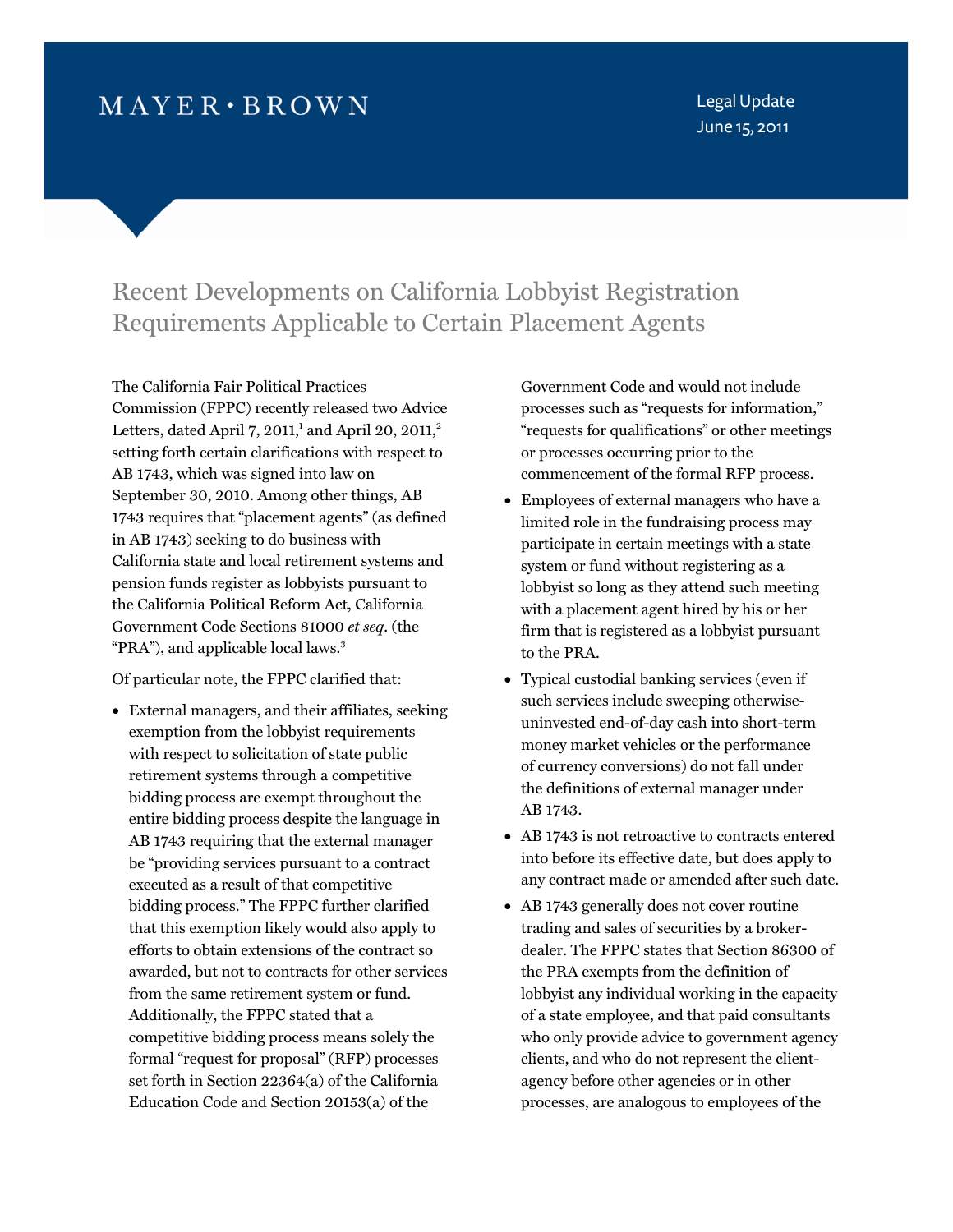MAYER • BROWN

Legal Update
June 15, 2011

# Recent Developments on California Lobbyist Registration Requirements Applicable to Certain Placement Agents

The California Fair Political Practices Commission (FPPC) recently released two Advice Letters, dated April 7, 2011,[1] and April 20, 2011,[2] setting forth certain clarifications with respect to AB 1743, which was signed into law on September 30, 2010. Among other things, AB 1743 requires that "placement agents" (as defined in AB 1743) seeking to do business with California state and local retirement systems and pension funds register as lobbyists pursuant to the California Political Reform Act, California Government Code Sections 81000 *et seq*. (the "PRA"), and applicable local laws.[3]

Of particular note, the FPPC clarified that:

- External managers, and their affiliates, seeking exemption from the lobbyist requirements with respect to solicitation of state public retirement systems through a competitive bidding process are exempt throughout the entire bidding process despite the language in AB 1743 requiring that the external manager be "providing services pursuant to a contract executed as a result of that competitive bidding process." The FPPC further clarified that this exemption likely would also apply to efforts to obtain extensions of the contract so awarded, but not to contracts for other services from the same retirement system or fund. Additionally, the FPPC stated that a competitive bidding process means solely the formal "request for proposal" (RFP) processes set forth in Section 22364(a) of the California Education Code and Section 20153(a) of the Government Code and would not include processes such as "requests for information," "requests for qualifications" or other meetings or processes occurring prior to the commencement of the formal RFP process.
- Employees of external managers who have a limited role in the fundraising process may participate in certain meetings with a state system or fund without registering as a lobbyist so long as they attend such meeting with a placement agent hired by his or her firm that is registered as a lobbyist pursuant to the PRA.
- Typical custodial banking services (even if such services include sweeping otherwise-uninvested end-of-day cash into short-term money market vehicles or the performance of currency conversions) do not fall under the definitions of external manager under AB 1743.
- AB 1743 is not retroactive to contracts entered into before its effective date, but does apply to any contract made or amended after such date.
- AB 1743 generally does not cover routine trading and sales of securities by a broker-dealer. The FPPC states that Section 86300 of the PRA exempts from the definition of lobbyist any individual working in the capacity of a state employee, and that paid consultants who only provide advice to government agency clients, and who do not represent the client-agency before other agencies or in other processes, are analogous to employees of the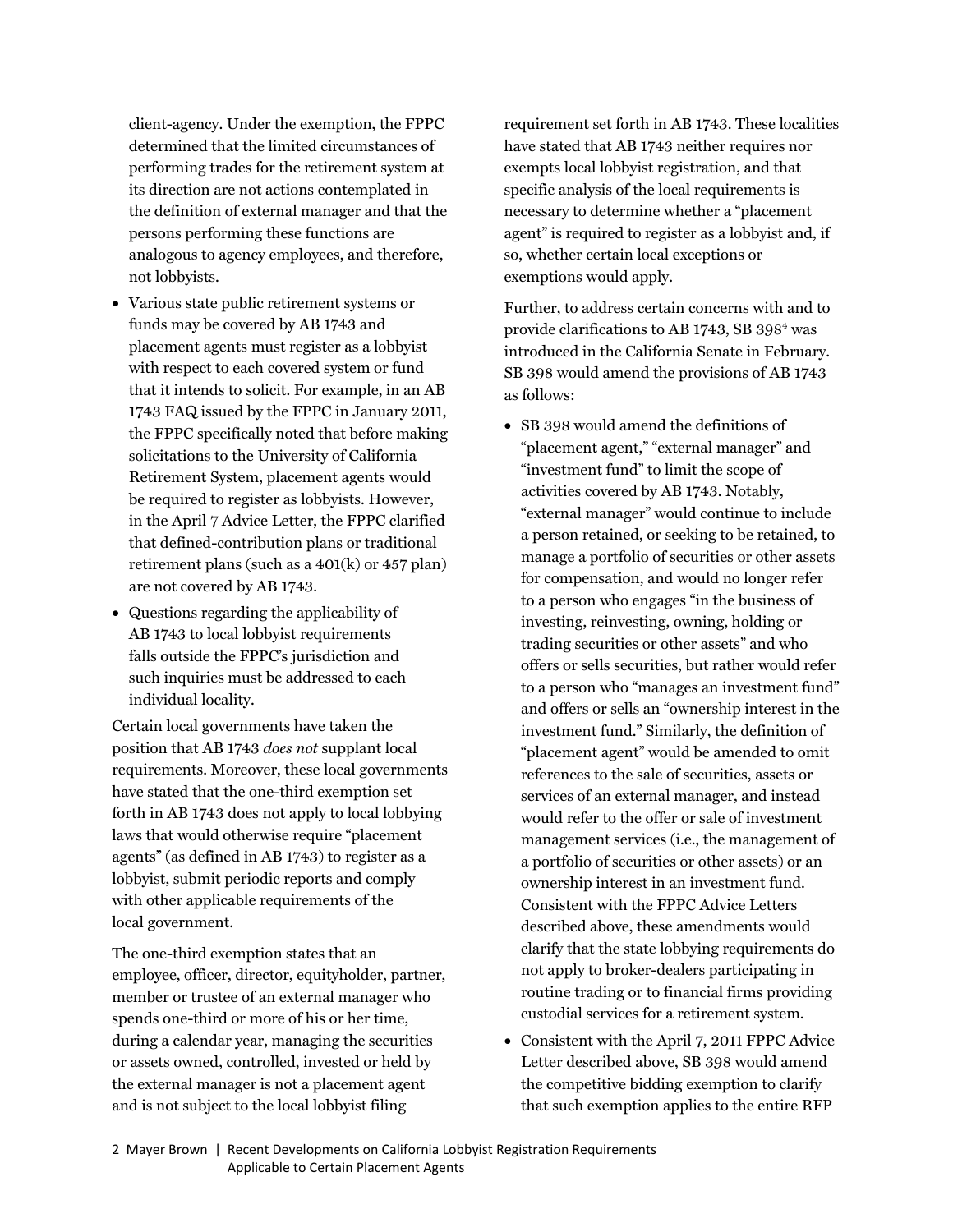client-agency. Under the exemption, the FPPC determined that the limited circumstances of performing trades for the retirement system at its direction are not actions contemplated in the definition of external manager and that the persons performing these functions are analogous to agency employees, and therefore, not lobbyists.

- Various state public retirement systems or funds may be covered by AB 1743 and placement agents must register as a lobbyist with respect to each covered system or fund that it intends to solicit. For example, in an AB 1743 FAQ issued by the FPPC in January 2011, the FPPC specifically noted that before making solicitations to the University of California Retirement System, placement agents would be required to register as lobbyists. However, in the April 7 Advice Letter, the FPPC clarified that defined-contribution plans or traditional retirement plans (such as a 401(k) or 457 plan) are not covered by AB 1743.
- Questions regarding the applicability of AB 1743 to local lobbyist requirements falls outside the FPPC's jurisdiction and such inquiries must be addressed to each individual locality.

Certain local governments have taken the position that AB 1743 *does not* supplant local requirements. Moreover, these local governments have stated that the one-third exemption set forth in AB 1743 does not apply to local lobbying laws that would otherwise require "placement agents" (as defined in AB 1743) to register as a lobbyist, submit periodic reports and comply with other applicable requirements of the local government.

The one-third exemption states that an employee, officer, director, equityholder, partner, member or trustee of an external manager who spends one-third or more of his or her time, during a calendar year, managing the securities or assets owned, controlled, invested or held by the external manager is not a placement agent and is not subject to the local lobbyist filing requirement set forth in AB 1743. These localities have stated that AB 1743 neither requires nor exempts local lobbyist registration, and that specific analysis of the local requirements is necessary to determine whether a "placement agent" is required to register as a lobbyist and, if so, whether certain local exceptions or exemptions would apply.

Further, to address certain concerns with and to provide clarifications to AB 1743, SB 398[4] was introduced in the California Senate in February. SB 398 would amend the provisions of AB 1743 as follows:

- SB 398 would amend the definitions of "placement agent," "external manager" and "investment fund" to limit the scope of activities covered by AB 1743. Notably, "external manager" would continue to include a person retained, or seeking to be retained, to manage a portfolio of securities or other assets for compensation, and would no longer refer to a person who engages "in the business of investing, reinvesting, owning, holding or trading securities or other assets" and who offers or sells securities, but rather would refer to a person who "manages an investment fund" and offers or sells an "ownership interest in the investment fund." Similarly, the definition of "placement agent" would be amended to omit references to the sale of securities, assets or services of an external manager, and instead would refer to the offer or sale of investment management services (i.e., the management of a portfolio of securities or other assets) or an ownership interest in an investment fund. Consistent with the FPPC Advice Letters described above, these amendments would clarify that the state lobbying requirements do not apply to broker-dealers participating in routine trading or to financial firms providing custodial services for a retirement system.
- Consistent with the April 7, 2011 FPPC Advice Letter described above, SB 398 would amend the competitive bidding exemption to clarify that such exemption applies to the entire RFP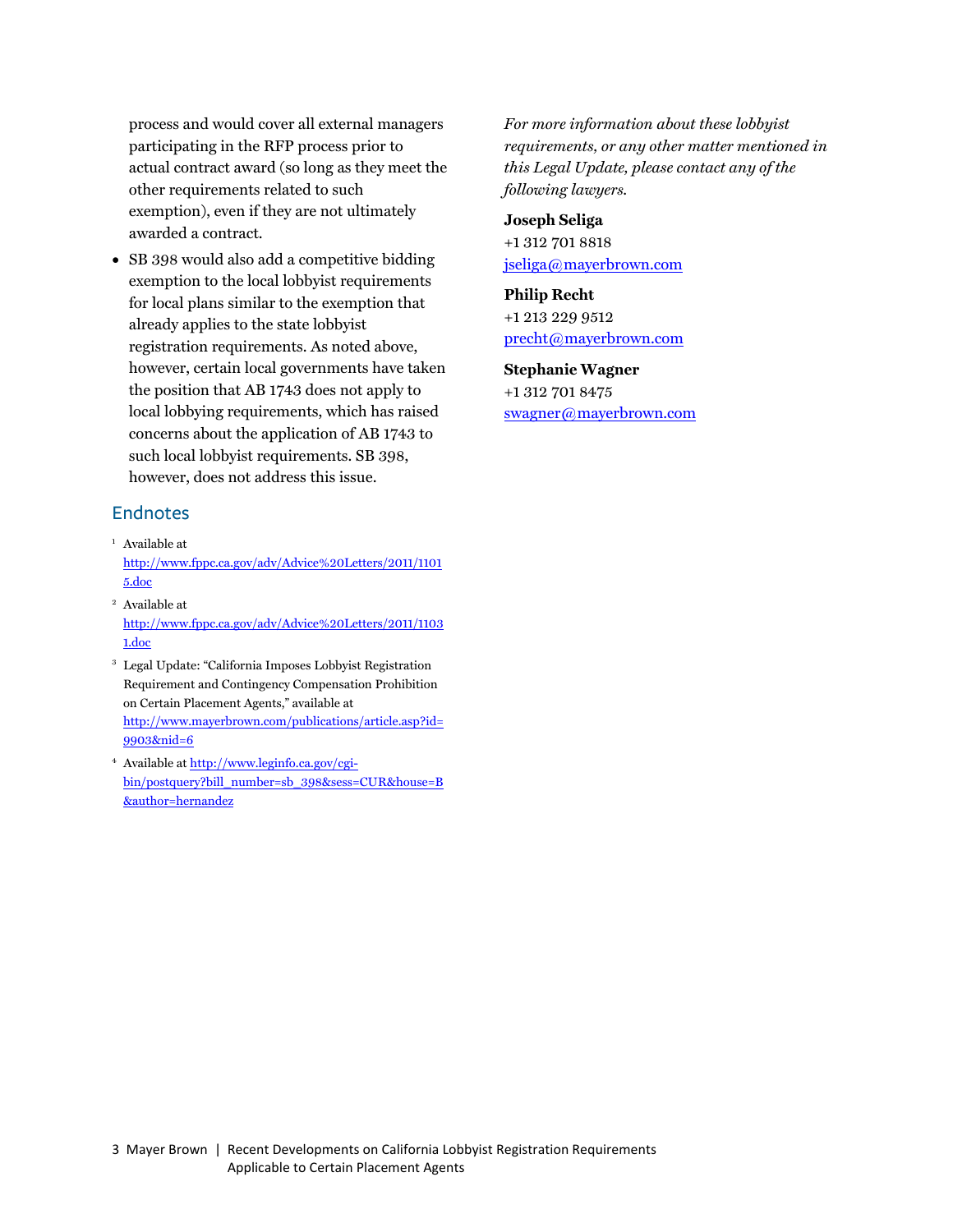process and would cover all external managers participating in the RFP process prior to actual contract award (so long as they meet the other requirements related to such exemption), even if they are not ultimately awarded a contract.

- SB 398 would also add a competitive bidding exemption to the local lobbyist requirements for local plans similar to the exemption that already applies to the state lobbyist registration requirements. As noted above, however, certain local governments have taken the position that AB 1743 does not apply to local lobbying requirements, which has raised concerns about the application of AB 1743 to such local lobbyist requirements. SB 398, however, does not address this issue.

## Endnotes

[1] Available at http://www.fppc.ca.gov/adv/Advice%20Letters/2011/11015.doc

[2] Available at http://www.fppc.ca.gov/adv/Advice%20Letters/2011/11031.doc

[3] Legal Update: "California Imposes Lobbyist Registration Requirement and Contingency Compensation Prohibition on Certain Placement Agents," available at http://www.mayerbrown.com/publications/article.asp?id=9903&nid=6

[4] Available at http://www.leginfo.ca.gov/cgi-bin/postquery?bill_number=sb_398&sess=CUR&house=B&author=hernandez

*For more information about these lobbyist requirements, or any other matter mentioned in this Legal Update, please contact any of the following lawyers.*

**Joseph Seliga**
+1 312 701 8818
jseliga@mayerbrown.com

**Philip Recht**
+1 213 229 9512
precht@mayerbrown.com

**Stephanie Wagner**
+1 312 701 8475
swagner@mayerbrown.com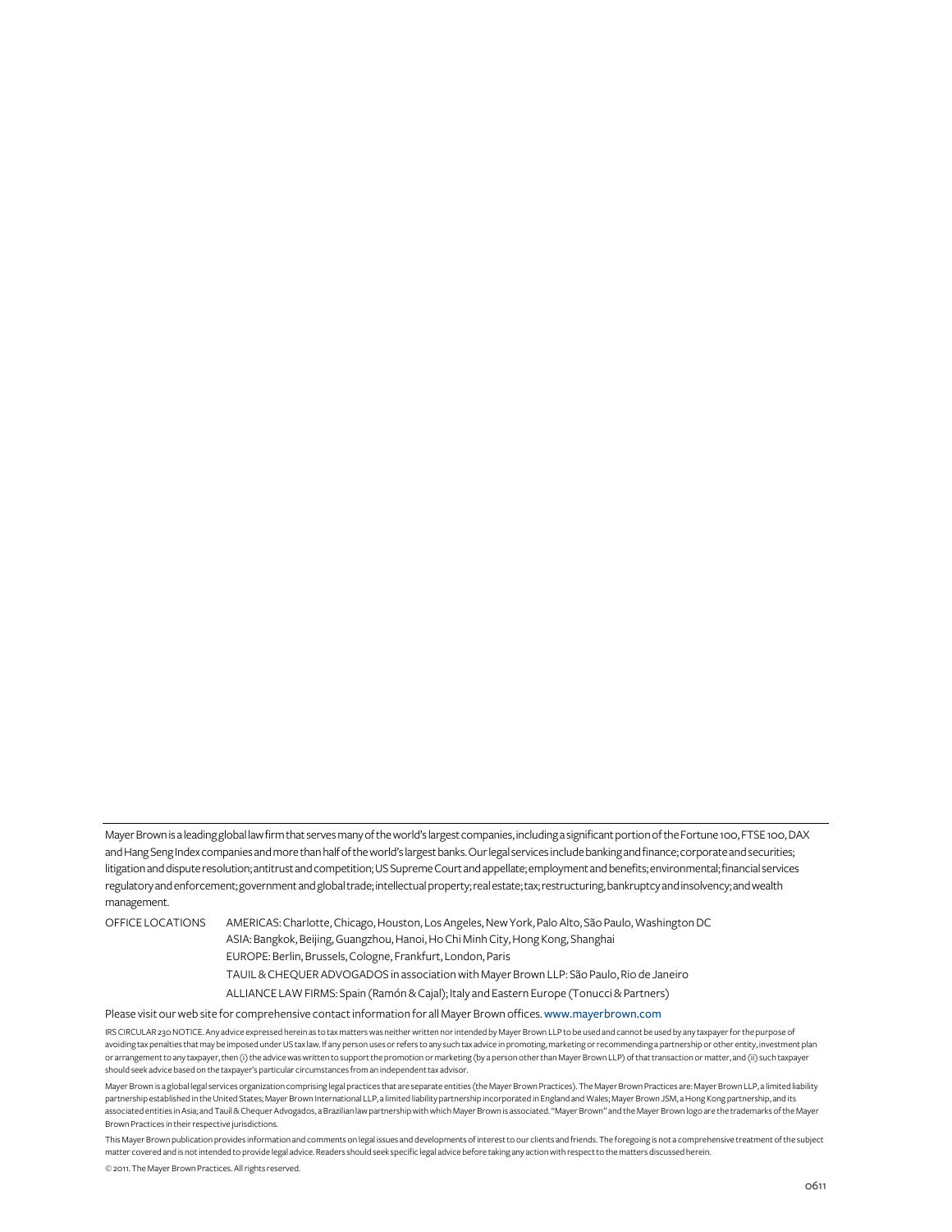Mayer Brown is a leading global law firm that serves many of the world's largest companies, including a significant portion of the Fortune 100, FTSE 100, DAX and Hang Seng Index companies and more than half of the world's largest banks. Our legal services include banking and finance; corporate and securities; litigation and dispute resolution; antitrust and competition; US Supreme Court and appellate; employment and benefits; environmental; financial services regulatory and enforcement; government and global trade; intellectual property; real estate; tax; restructuring, bankruptcy and insolvency; and wealth management.

OFFICE LOCATIONS AMERICAS: Charlotte, Chicago, Houston, Los Angeles, New York, Palo Alto, São Paulo, Washington DC
ASIA: Bangkok, Beijing, Guangzhou, Hanoi, Ho Chi Minh City, Hong Kong, Shanghai
EUROPE: Berlin, Brussels, Cologne, Frankfurt, London, Paris
TAUIL & CHEQUER ADVOGADOS in association with Mayer Brown LLP: São Paulo, Rio de Janeiro
ALLIANCE LAW FIRMS: Spain (Ramón & Cajal); Italy and Eastern Europe (Tonucci & Partners)

Please visit our web site for comprehensive contact information for all Mayer Brown offices. www.mayerbrown.com

IRS CIRCULAR 230 NOTICE. Any advice expressed herein as to tax matters was neither written nor intended by Mayer Brown LLP to be used and cannot be used by any taxpayer for the purpose of avoiding tax penalties that may be imposed under US tax law. If any person uses or refers to any such tax advice in promoting, marketing or recommending a partnership or other entity, investment plan or arrangement to any taxpayer, then (i) the advice was written to support the promotion or marketing (by a person other than Mayer Brown LLP) of that transaction or matter, and (ii) such taxpayer should seek advice based on the taxpayer's particular circumstances from an independent tax advisor.

Mayer Brown is a global legal services organization comprising legal practices that are separate entities (the Mayer Brown Practices). The Mayer Brown Practices are: Mayer Brown LLP, a limited liability partnership established in the United States; Mayer Brown International LLP, a limited liability partnership incorporated in England and Wales; Mayer Brown JSM, a Hong Kong partnership, and its associated entities in Asia; and Tauil & Chequer Advogados, a Brazilian law partnership with which Mayer Brown is associated. "Mayer Brown" and the Mayer Brown logo are the trademarks of the Mayer Brown Practices in their respective jurisdictions.

This Mayer Brown publication provides information and comments on legal issues and developments of interest to our clients and friends. The foregoing is not a comprehensive treatment of the subject matter covered and is not intended to provide legal advice. Readers should seek specific legal advice before taking any action with respect to the matters discussed herein.

© 2011. The Mayer Brown Practices. All rights reserved.

0611